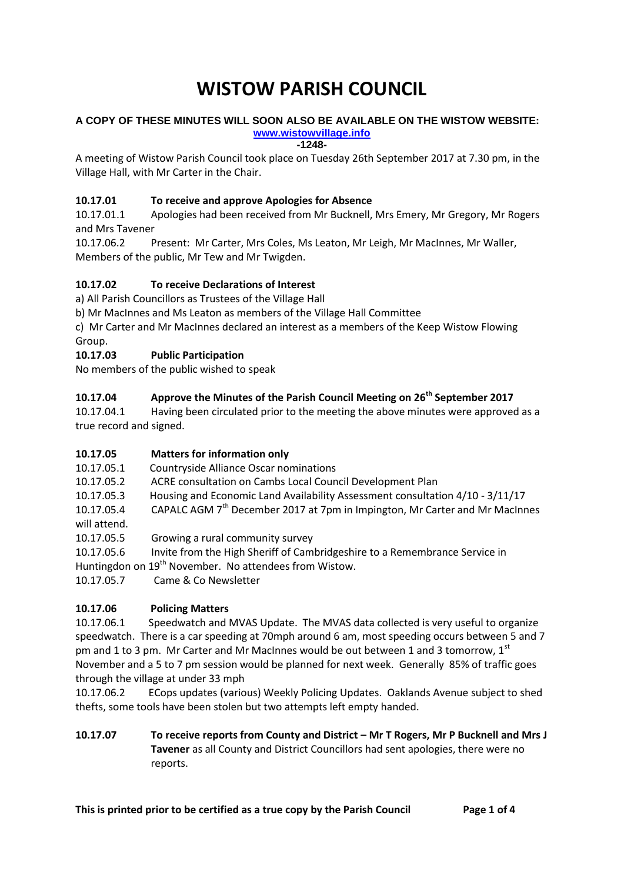# WISTOW PARISH COUNCIL

**A COPY OF THESE MINUTES WILL SOON ALSO BE AVAILABLE ON THE WISTOW WEBSITE:**
**www.wistowvillage.info**

**-1248-**

A meeting of Wistow Parish Council took place on Tuesday 26th September 2017 at 7.30 pm, in the Village Hall, with Mr Carter in the Chair.

### 10.17.01 To receive and approve Apologies for Absence

10.17.01.1 Apologies had been received from Mr Bucknell, Mrs Emery, Mr Gregory, Mr Rogers and Mrs Tavener

10.17.06.2 Present: Mr Carter, Mrs Coles, Ms Leaton, Mr Leigh, Mr MacInnes, Mr Waller, Members of the public, Mr Tew and Mr Twigden.

### 10.17.02 To receive Declarations of Interest

a) All Parish Councillors as Trustees of the Village Hall

b) Mr MacInnes and Ms Leaton as members of the Village Hall Committee

c) Mr Carter and Mr MacInnes declared an interest as a members of the Keep Wistow Flowing Group.

### 10.17.03 Public Participation

No members of the public wished to speak

### 10.17.04 Approve the Minutes of the Parish Council Meeting on 26th September 2017

10.17.04.1 Having been circulated prior to the meeting the above minutes were approved as a true record and signed.

### 10.17.05 Matters for information only

10.17.05.1 Countryside Alliance Oscar nominations

10.17.05.2 ACRE consultation on Cambs Local Council Development Plan

10.17.05.3 Housing and Economic Land Availability Assessment consultation 4/10 - 3/11/17

10.17.05.4 CAPALC AGM 7th December 2017 at 7pm in Impington, Mr Carter and Mr MacInnes will attend.

10.17.05.5 Growing a rural community survey

10.17.05.6 Invite from the High Sheriff of Cambridgeshire to a Remembrance Service in Huntingdon on 19th November. No attendees from Wistow.

10.17.05.7 Came & Co Newsletter

### 10.17.06 Policing Matters

10.17.06.1 Speedwatch and MVAS Update. The MVAS data collected is very useful to organize speedwatch. There is a car speeding at 70mph around 6 am, most speeding occurs between 5 and 7 pm and 1 to 3 pm. Mr Carter and Mr MacInnes would be out between 1 and 3 tomorrow, 1st November and a 5 to 7 pm session would be planned for next week. Generally 85% of traffic goes through the village at under 33 mph

10.17.06.2 ECops updates (various) Weekly Policing Updates. Oaklands Avenue subject to shed thefts, some tools have been stolen but two attempts left empty handed.

### 10.17.07 To receive reports from County and District – Mr T Rogers, Mr P Bucknell and Mrs J Tavener

as all County and District Councillors had sent apologies, there were no reports.

**This is printed prior to be certified as a true copy by the Parish Council**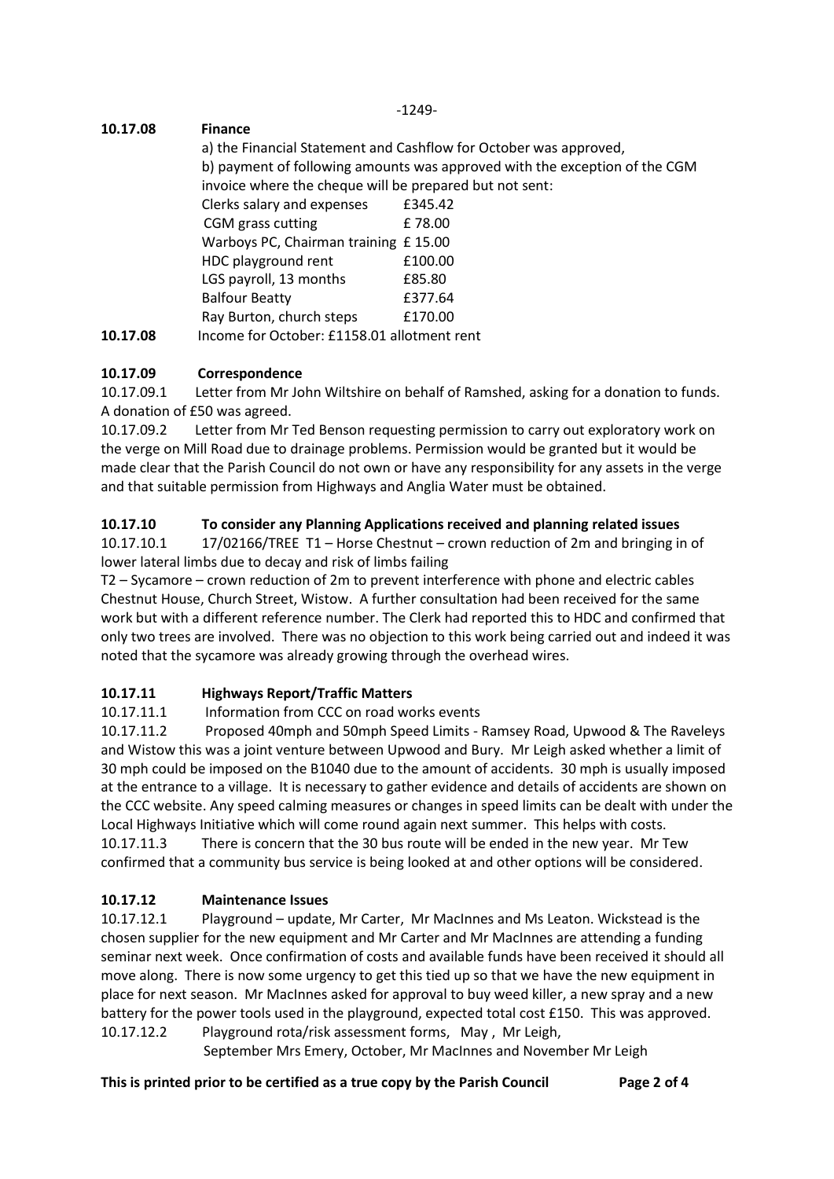**10.17.08 Finance**

a) the Financial Statement and Cashflow for October was approved,

b) payment of following amounts was approved with the exception of the CGM invoice where the cheque will be prepared but not sent:

| | |
|---|---|
| Clerks salary and expenses | £345.42 |
| CGM grass cutting | £ 78.00 |
| Warboys PC, Chairman training | £ 15.00 |
| HDC playground rent | £100.00 |
| LGS payroll, 13 months | £85.80 |
| Balfour Beatty | £377.64 |
| Ray Burton, church steps | £170.00 |

**10.17.08** Income for October: £1158.01 allotment rent

## 10.17.09 Correspondence

10.17.09.1 Letter from Mr John Wiltshire on behalf of Ramshed, asking for a donation to funds. A donation of £50 was agreed.

10.17.09.2 Letter from Mr Ted Benson requesting permission to carry out exploratory work on the verge on Mill Road due to drainage problems. Permission would be granted but it would be made clear that the Parish Council do not own or have any responsibility for any assets in the verge and that suitable permission from Highways and Anglia Water must be obtained.

## 10.17.10 To consider any Planning Applications received and planning related issues

10.17.10.1 17/02166/TREE T1 – Horse Chestnut – crown reduction of 2m and bringing in of lower lateral limbs due to decay and risk of limbs failing

T2 – Sycamore – crown reduction of 2m to prevent interference with phone and electric cables Chestnut House, Church Street, Wistow. A further consultation had been received for the same work but with a different reference number. The Clerk had reported this to HDC and confirmed that only two trees are involved. There was no objection to this work being carried out and indeed it was noted that the sycamore was already growing through the overhead wires.

## 10.17.11 Highways Report/Traffic Matters

10.17.11.1 Information from CCC on road works events

10.17.11.2 Proposed 40mph and 50mph Speed Limits - Ramsey Road, Upwood & The Raveleys and Wistow this was a joint venture between Upwood and Bury. Mr Leigh asked whether a limit of 30 mph could be imposed on the B1040 due to the amount of accidents. 30 mph is usually imposed at the entrance to a village. It is necessary to gather evidence and details of accidents are shown on the CCC website. Any speed calming measures or changes in speed limits can be dealt with under the Local Highways Initiative which will come round again next summer. This helps with costs.

10.17.11.3 There is concern that the 30 bus route will be ended in the new year. Mr Tew confirmed that a community bus service is being looked at and other options will be considered.

## 10.17.12 Maintenance Issues

10.17.12.1 Playground – update, Mr Carter, Mr MacInnes and Ms Leaton. Wickstead is the chosen supplier for the new equipment and Mr Carter and Mr MacInnes are attending a funding seminar next week. Once confirmation of costs and available funds have been received it should all move along. There is now some urgency to get this tied up so that we have the new equipment in place for next season. Mr MacInnes asked for approval to buy weed killer, a new spray and a new battery for the power tools used in the playground, expected total cost £150. This was approved.

10.17.12.2 Playground rota/risk assessment forms, May , Mr Leigh,
September Mrs Emery, October, Mr MacInnes and November Mr Leigh

**This is printed prior to be certified as a true copy by the Parish Council**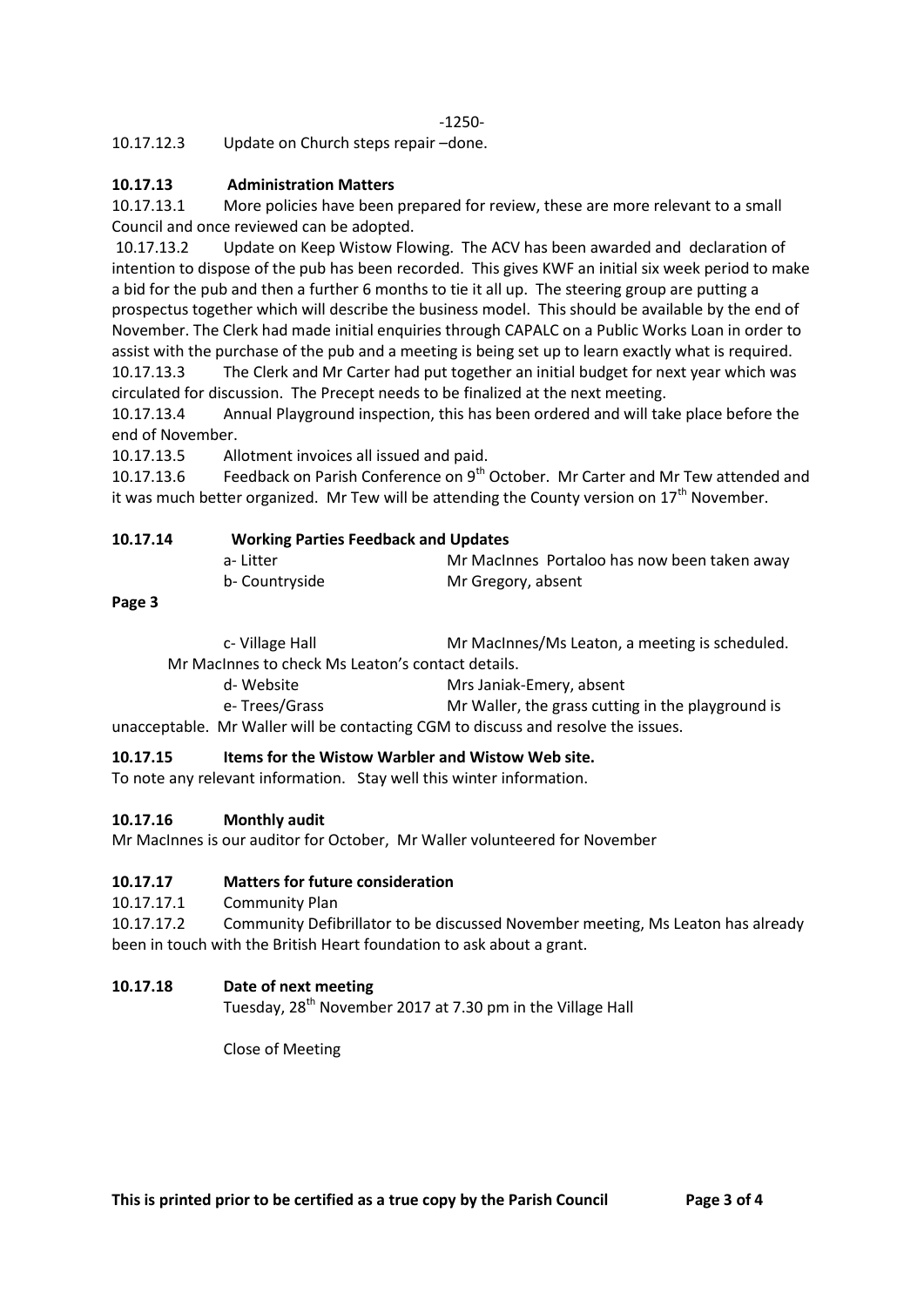-1250-

10.17.12.3 Update on Church steps repair –done.

**10.17.13 Administration Matters**

10.17.13.1 More policies have been prepared for review, these are more relevant to a small Council and once reviewed can be adopted.

10.17.13.2 Update on Keep Wistow Flowing. The ACV has been awarded and declaration of intention to dispose of the pub has been recorded. This gives KWF an initial six week period to make a bid for the pub and then a further 6 months to tie it all up. The steering group are putting a prospectus together which will describe the business model. This should be available by the end of November. The Clerk had made initial enquiries through CAPALC on a Public Works Loan in order to assist with the purchase of the pub and a meeting is being set up to learn exactly what is required.

10.17.13.3 The Clerk and Mr Carter had put together an initial budget for next year which was circulated for discussion. The Precept needs to be finalized at the next meeting.

10.17.13.4 Annual Playground inspection, this has been ordered and will take place before the end of November.

10.17.13.5 Allotment invoices all issued and paid.

10.17.13.6 Feedback on Parish Conference on 9th October. Mr Carter and Mr Tew attended and it was much better organized. Mr Tew will be attending the County version on 17th November.

**10.17.14 Working Parties Feedback and Updates**

a- Litter — Mr MacInnes Portaloo has now been taken away

b- Countryside — Mr Gregory, absent

**Page 3**

c- Village Hall — Mr MacInnes/Ms Leaton, a meeting is scheduled.

Mr MacInnes to check Ms Leaton's contact details.

d- Website — Mrs Janiak-Emery, absent

e- Trees/Grass — Mr Waller, the grass cutting in the playground is unacceptable. Mr Waller will be contacting CGM to discuss and resolve the issues.

**10.17.15 Items for the Wistow Warbler and Wistow Web site.**

To note any relevant information. Stay well this winter information.

**10.17.16 Monthly audit**

Mr MacInnes is our auditor for October, Mr Waller volunteered for November

**10.17.17 Matters for future consideration**

10.17.17.1 Community Plan

10.17.17.2 Community Defibrillator to be discussed November meeting, Ms Leaton has already been in touch with the British Heart foundation to ask about a grant.

**10.17.18 Date of next meeting**

Tuesday, 28th November 2017 at 7.30 pm in the Village Hall

Close of Meeting

**This is printed prior to be certified as a true copy by the Parish Council**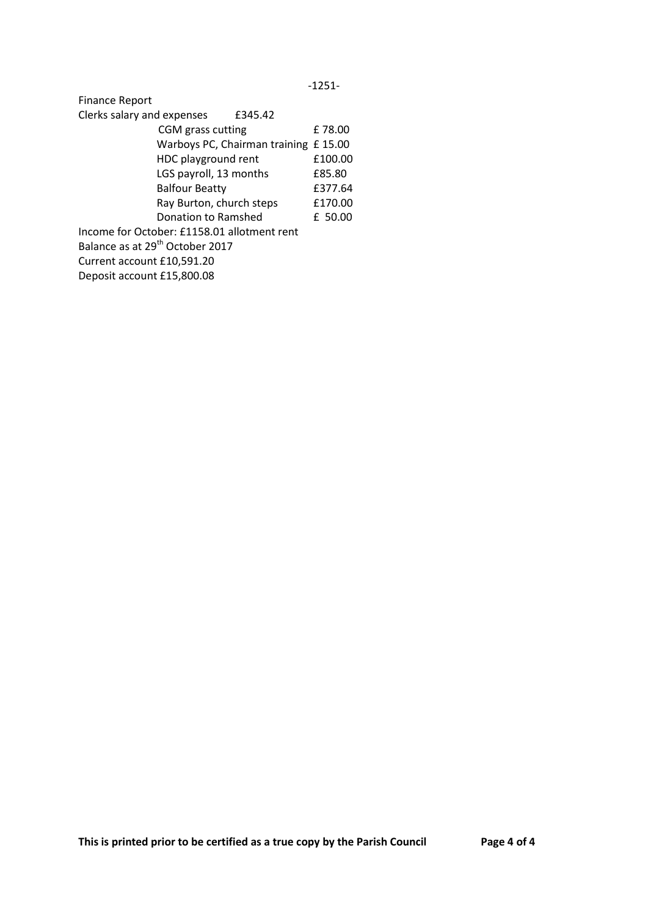Finance Report

| | |
|---|---|
| Clerks salary and expenses | £345.42 |
| CGM grass cutting | £ 78.00 |
| Warboys PC, Chairman training | £ 15.00 |
| HDC playground rent | £100.00 |
| LGS payroll, 13 months | £85.80 |
| Balfour Beatty | £377.64 |
| Ray Burton, church steps | £170.00 |
| Donation to Ramshed | £ 50.00 |

Income for October: £1158.01 allotment rent

Balance as at 29th October 2017

Current account £10,591.20

Deposit account £15,800.08